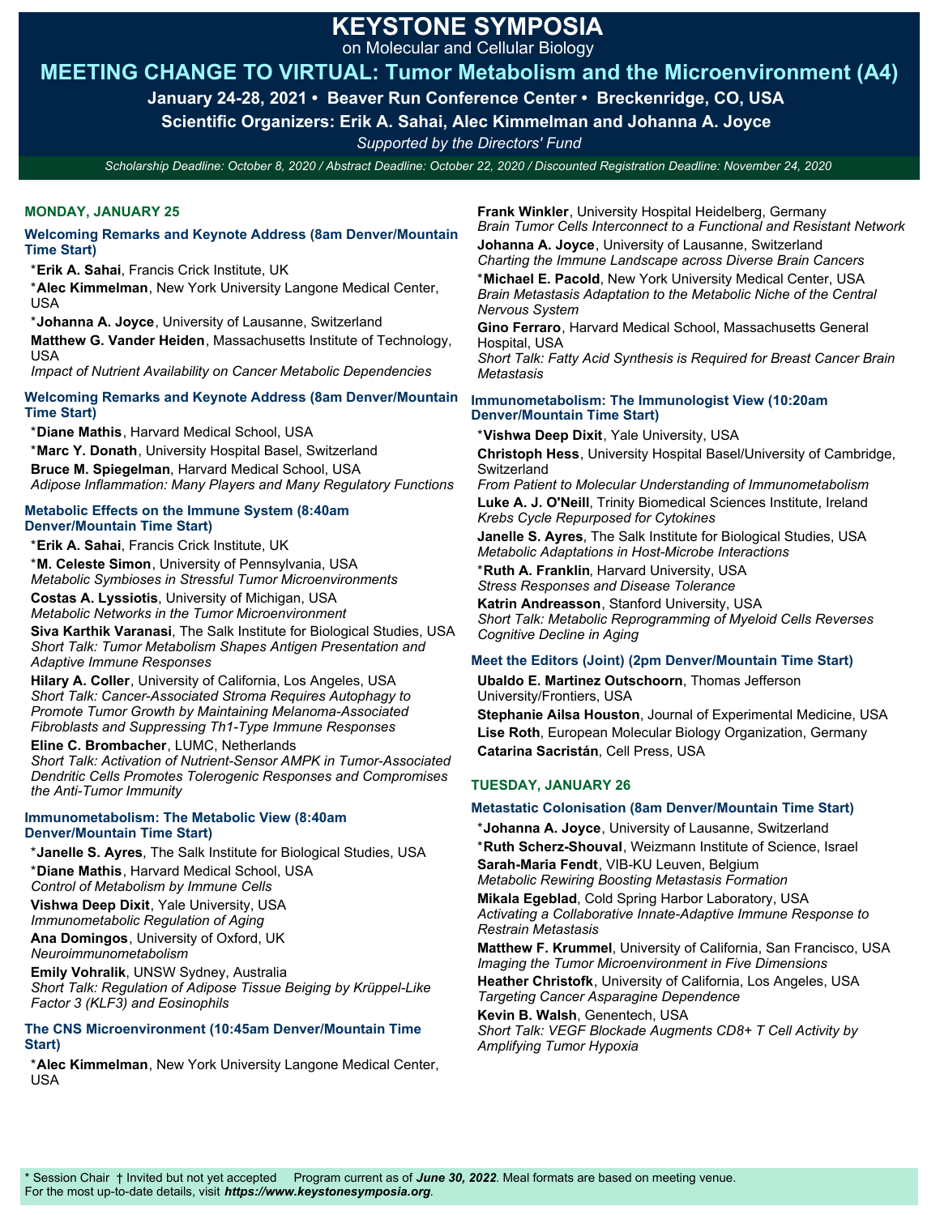# KEYSTONE SYMPOSIA

on Molecular and Cellular Biology

## MEETING CHANGE TO VIRTUAL: Tumor Metabolism and the Microenvironment (A4)

**January 24-28, 2021 • Beaver Run Conference Center • Breckenridge, CO, USA**

**Scientific Organizers: Erik A. Sahai, Alec Kimmelman and Johanna A. Joyce**

*Supported by the Directors' Fund*

*Scholarship Deadline: October 8, 2020 / Abstract Deadline: October 22, 2020 / Discounted Registration Deadline: November 24, 2020*

### MONDAY, JANUARY 25

#### Welcoming Remarks and Keynote Address (8am Denver/Mountain Time Start)

*__Erik A. Sahai__, Francis Crick Institute, UK

*__Alec Kimmelman__, New York University Langone Medical Center, USA

*__Johanna A. Joyce__, University of Lausanne, Switzerland

**Matthew G. Vander Heiden**, Massachusetts Institute of Technology, USA
*Impact of Nutrient Availability on Cancer Metabolic Dependencies*

#### Welcoming Remarks and Keynote Address (8am Denver/Mountain Time Start)

*__Diane Mathis__, Harvard Medical School, USA

*__Marc Y. Donath__, University Hospital Basel, Switzerland

**Bruce M. Spiegelman**, Harvard Medical School, USA
*Adipose Inflammation: Many Players and Many Regulatory Functions*

#### Metabolic Effects on the Immune System (8:40am Denver/Mountain Time Start)

*__Erik A. Sahai__, Francis Crick Institute, UK

*__M. Celeste Simon__, University of Pennsylvania, USA
*Metabolic Symbioses in Stressful Tumor Microenvironments*

**Costas A. Lyssiotis**, University of Michigan, USA
*Metabolic Networks in the Tumor Microenvironment*

**Siva Karthik Varanasi**, The Salk Institute for Biological Studies, USA
*Short Talk: Tumor Metabolism Shapes Antigen Presentation and Adaptive Immune Responses*

**Hilary A. Coller**, University of California, Los Angeles, USA
*Short Talk: Cancer-Associated Stroma Requires Autophagy to Promote Tumor Growth by Maintaining Melanoma-Associated Fibroblasts and Suppressing Th1-Type Immune Responses*

**Eline C. Brombacher**, LUMC, Netherlands
*Short Talk: Activation of Nutrient-Sensor AMPK in Tumor-Associated Dendritic Cells Promotes Tolerogenic Responses and Compromises the Anti-Tumor Immunity*

#### Immunometabolism: The Metabolic View (8:40am Denver/Mountain Time Start)

*__Janelle S. Ayres__, The Salk Institute for Biological Studies, USA

*__Diane Mathis__, Harvard Medical School, USA
*Control of Metabolism by Immune Cells*

**Vishwa Deep Dixit**, Yale University, USA
*Immunometabolic Regulation of Aging*

**Ana Domingos**, University of Oxford, UK
*Neuroimmunometabolism*

**Emily Vohralik**, UNSW Sydney, Australia
*Short Talk: Regulation of Adipose Tissue Beiging by Krüppel-Like Factor 3 (KLF3) and Eosinophils*

#### The CNS Microenvironment (10:45am Denver/Mountain Time Start)

*__Alec Kimmelman__, New York University Langone Medical Center, USA

**Frank Winkler**, University Hospital Heidelberg, Germany
*Brain Tumor Cells Interconnect to a Functional and Resistant Network*

**Johanna A. Joyce**, University of Lausanne, Switzerland
*Charting the Immune Landscape across Diverse Brain Cancers*

*__Michael E. Pacold__, New York University Medical Center, USA
*Brain Metastasis Adaptation to the Metabolic Niche of the Central Nervous System*

**Gino Ferraro**, Harvard Medical School, Massachusetts General Hospital, USA
*Short Talk: Fatty Acid Synthesis is Required for Breast Cancer Brain Metastasis*

#### Immunometabolism: The Immunologist View (10:20am Denver/Mountain Time Start)

*__Vishwa Deep Dixit__, Yale University, USA

**Christoph Hess**, University Hospital Basel/University of Cambridge, Switzerland
*From Patient to Molecular Understanding of Immunometabolism*

**Luke A. J. O'Neill**, Trinity Biomedical Sciences Institute, Ireland
*Krebs Cycle Repurposed for Cytokines*

**Janelle S. Ayres**, The Salk Institute for Biological Studies, USA
*Metabolic Adaptations in Host-Microbe Interactions*

*__Ruth A. Franklin__, Harvard University, USA
*Stress Responses and Disease Tolerance*

**Katrin Andreasson**, Stanford University, USA
*Short Talk: Metabolic Reprogramming of Myeloid Cells Reverses Cognitive Decline in Aging*

#### Meet the Editors (Joint) (2pm Denver/Mountain Time Start)

**Ubaldo E. Martinez Outschoorn**, Thomas Jefferson University/Frontiers, USA

**Stephanie Ailsa Houston**, Journal of Experimental Medicine, USA

**Lise Roth**, European Molecular Biology Organization, Germany

**Catarina Sacristán**, Cell Press, USA

### TUESDAY, JANUARY 26

#### Metastatic Colonisation (8am Denver/Mountain Time Start)

*__Johanna A. Joyce__, University of Lausanne, Switzerland

*__Ruth Scherz-Shouval__, Weizmann Institute of Science, Israel

**Sarah-Maria Fendt**, VIB-KU Leuven, Belgium
*Metabolic Rewiring Boosting Metastasis Formation*

**Mikala Egeblad**, Cold Spring Harbor Laboratory, USA
*Activating a Collaborative Innate-Adaptive Immune Response to Restrain Metastasis*

**Matthew F. Krummel**, University of California, San Francisco, USA
*Imaging the Tumor Microenvironment in Five Dimensions*

**Heather Christofk**, University of California, Los Angeles, USA
*Targeting Cancer Asparagine Dependence*

**Kevin B. Walsh**, Genentech, USA
*Short Talk: VEGF Blockade Augments CD8+ T Cell Activity by Amplifying Tumor Hypoxia*

\* Session Chair † Invited but not yet accepted Program current as of ***June 30, 2022***. Meal formats are based on meeting venue.
For the most up-to-date details, visit ***https://www.keystonesymposia.org***.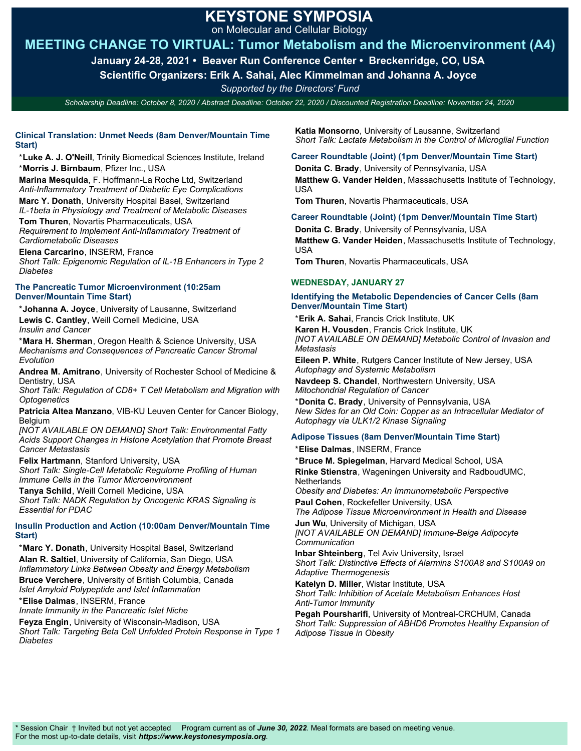# KEYSTONE SYMPOSIA

on Molecular and Cellular Biology

## MEETING CHANGE TO VIRTUAL: Tumor Metabolism and the Microenvironment (A4)

**January 24-28, 2021 • Beaver Run Conference Center • Breckenridge, CO, USA**

**Scientific Organizers: Erik A. Sahai, Alec Kimmelman and Johanna A. Joyce**

*Supported by the Directors' Fund*

*Scholarship Deadline: October 8, 2020 / Abstract Deadline: October 22, 2020 / Discounted Registration Deadline: November 24, 2020*

### Clinical Translation: Unmet Needs (8am Denver/Mountain Time Start)

*__Luke A. J. O'Neill__, Trinity Biomedical Sciences Institute, Ireland

*__Morris J. Birnbaum__, Pfizer Inc., USA

**Marina Mesquida**, F. Hoffmann-La Roche Ltd, Switzerland
*Anti-Inflammatory Treatment of Diabetic Eye Complications*

**Marc Y. Donath**, University Hospital Basel, Switzerland
*IL-1beta in Physiology and Treatment of Metabolic Diseases*

**Tom Thuren**, Novartis Pharmaceuticals, USA
*Requirement to Implement Anti-Inflammatory Treatment of Cardiometabolic Diseases*

**Elena Carcarino**, INSERM, France
*Short Talk: Epigenomic Regulation of IL-1B Enhancers in Type 2 Diabetes*

### The Pancreatic Tumor Microenvironment (10:25am Denver/Mountain Time Start)

*__Johanna A. Joyce__, University of Lausanne, Switzerland

**Lewis C. Cantley**, Weill Cornell Medicine, USA
*Insulin and Cancer*

*__Mara H. Sherman__, Oregon Health & Science University, USA
*Mechanisms and Consequences of Pancreatic Cancer Stromal Evolution*

**Andrea M. Amitrano**, University of Rochester School of Medicine & Dentistry, USA
*Short Talk: Regulation of CD8+ T Cell Metabolism and Migration with Optogenetics*

**Patricia Altea Manzano**, VIB-KU Leuven Center for Cancer Biology, Belgium
*[NOT AVAILABLE ON DEMAND] Short Talk: Environmental Fatty Acids Support Changes in Histone Acetylation that Promote Breast Cancer Metastasis*

**Felix Hartmann**, Stanford University, USA
*Short Talk: Single-Cell Metabolic Regulome Profiling of Human Immune Cells in the Tumor Microenvironment*

**Tanya Schild**, Weill Cornell Medicine, USA
*Short Talk: NADK Regulation by Oncogenic KRAS Signaling is Essential for PDAC*

### Insulin Production and Action (10:00am Denver/Mountain Time Start)

*__Marc Y. Donath__, University Hospital Basel, Switzerland

**Alan R. Saltiel**, University of California, San Diego, USA
*Inflammatory Links Between Obesity and Energy Metabolism*

**Bruce Verchere**, University of British Columbia, Canada
*Islet Amyloid Polypeptide and Islet Inflammation*

*__Elise Dalmas__, INSERM, France
*Innate Immunity in the Pancreatic Islet Niche*

**Feyza Engin**, University of Wisconsin-Madison, USA
*Short Talk: Targeting Beta Cell Unfolded Protein Response in Type 1 Diabetes*

**Katia Monsorno**, University of Lausanne, Switzerland
*Short Talk: Lactate Metabolism in the Control of Microglial Function*

### Career Roundtable (Joint) (1pm Denver/Mountain Time Start)

**Donita C. Brady**, University of Pennsylvania, USA

**Matthew G. Vander Heiden**, Massachusetts Institute of Technology, USA

**Tom Thuren**, Novartis Pharmaceuticals, USA

### Career Roundtable (Joint) (1pm Denver/Mountain Time Start)

**Donita C. Brady**, University of Pennsylvania, USA

**Matthew G. Vander Heiden**, Massachusetts Institute of Technology, USA

**Tom Thuren**, Novartis Pharmaceuticals, USA

## WEDNESDAY, JANUARY 27

### Identifying the Metabolic Dependencies of Cancer Cells (8am Denver/Mountain Time Start)

*__Erik A. Sahai__, Francis Crick Institute, UK

**Karen H. Vousden**, Francis Crick Institute, UK
*[NOT AVAILABLE ON DEMAND] Metabolic Control of Invasion and Metastasis*

**Eileen P. White**, Rutgers Cancer Institute of New Jersey, USA
*Autophagy and Systemic Metabolism*

**Navdeep S. Chandel**, Northwestern University, USA
*Mitochondrial Regulation of Cancer*

*__Donita C. Brady__, University of Pennsylvania, USA
*New Sides for an Old Coin: Copper as an Intracellular Mediator of Autophagy via ULK1/2 Kinase Signaling*

### Adipose Tissues (8am Denver/Mountain Time Start)

*__Elise Dalmas__, INSERM, France

*__Bruce M. Spiegelman__, Harvard Medical School, USA

**Rinke Stienstra**, Wageningen University and RadboudUMC, Netherlands
*Obesity and Diabetes: An Immunometabolic Perspective*

**Paul Cohen**, Rockefeller University, USA
*The Adipose Tissue Microenvironment in Health and Disease*

**Jun Wu**, University of Michigan, USA
*[NOT AVAILABLE ON DEMAND] Immune-Beige Adipocyte Communication*

**Inbar Shteinberg**, Tel Aviv University, Israel
*Short Talk: Distinctive Effects of Alarmins S100A8 and S100A9 on Adaptive Thermogenesis*

**Katelyn D. Miller**, Wistar Institute, USA
*Short Talk: Inhibition of Acetate Metabolism Enhances Host Anti-Tumor Immunity*

**Pegah Poursharifi**, University of Montreal-CRCHUM, Canada
*Short Talk: Suppression of ABHD6 Promotes Healthy Expansion of Adipose Tissue in Obesity*

\* Session Chair † Invited but not yet accepted Program current as of ***June 30, 2022***. Meal formats are based on meeting venue.
For the most up-to-date details, visit ***https://www.keystonesymposia.org***.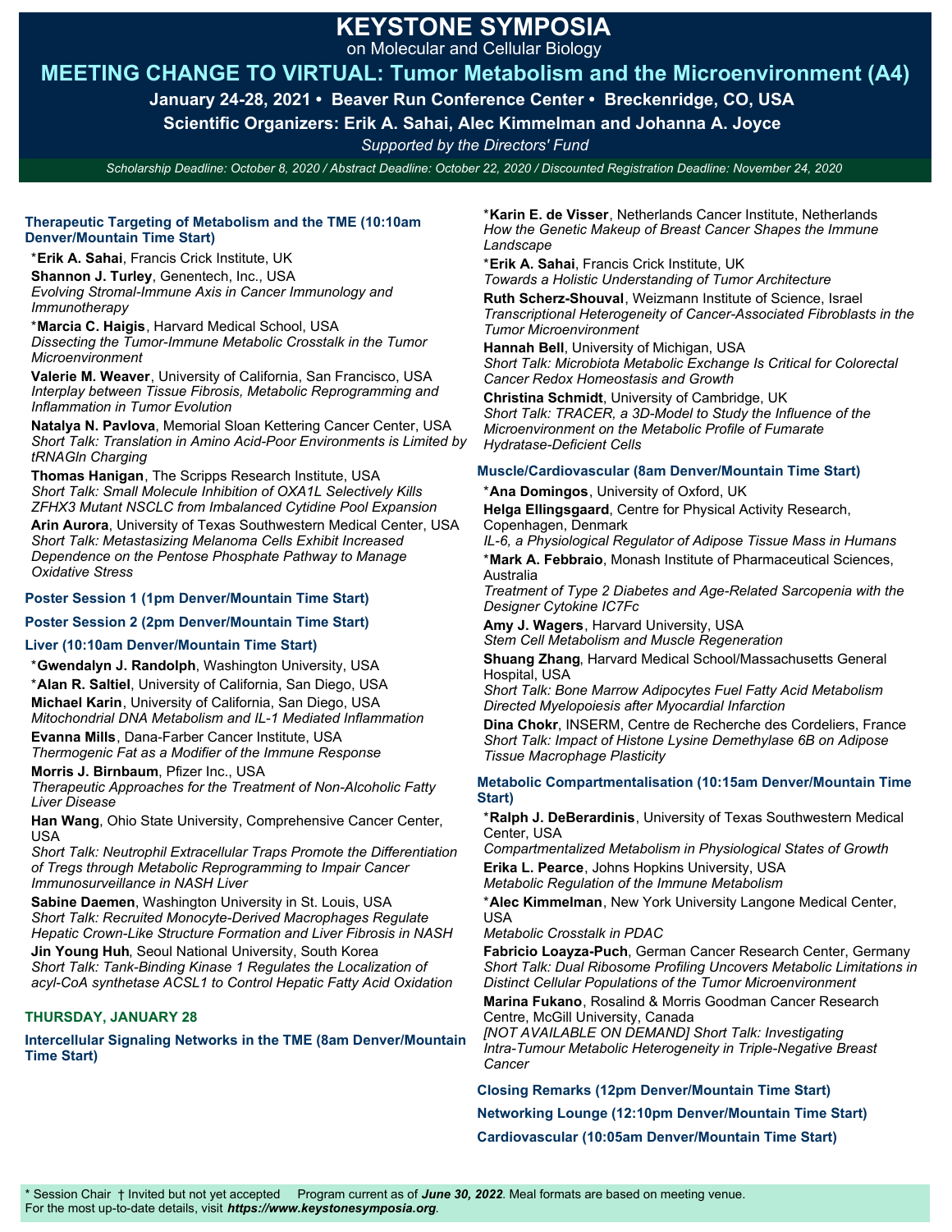# KEYSTONE SYMPOSIA

on Molecular and Cellular Biology

## MEETING CHANGE TO VIRTUAL: Tumor Metabolism and the Microenvironment (A4)

**January 24-28, 2021 • Beaver Run Conference Center • Breckenridge, CO, USA**

**Scientific Organizers: Erik A. Sahai, Alec Kimmelman and Johanna A. Joyce**

*Supported by the Directors' Fund*

*Scholarship Deadline: October 8, 2020 / Abstract Deadline: October 22, 2020 / Discounted Registration Deadline: November 24, 2020*

### Therapeutic Targeting of Metabolism and the TME (10:10am Denver/Mountain Time Start)

*__Erik A. Sahai__, Francis Crick Institute, UK

**Shannon J. Turley**, Genentech, Inc., USA
*Evolving Stromal-Immune Axis in Cancer Immunology and Immunotherapy*

*__Marcia C. Haigis__, Harvard Medical School, USA
*Dissecting the Tumor-Immune Metabolic Crosstalk in the Tumor Microenvironment*

**Valerie M. Weaver**, University of California, San Francisco, USA
*Interplay between Tissue Fibrosis, Metabolic Reprogramming and Inflammation in Tumor Evolution*

**Natalya N. Pavlova**, Memorial Sloan Kettering Cancer Center, USA
*Short Talk: Translation in Amino Acid-Poor Environments is Limited by tRNAGln Charging*

**Thomas Hanigan**, The Scripps Research Institute, USA
*Short Talk: Small Molecule Inhibition of OXA1L Selectively Kills ZFHX3 Mutant NSCLC from Imbalanced Cytidine Pool Expansion*

**Arin Aurora**, University of Texas Southwestern Medical Center, USA
*Short Talk: Metastasizing Melanoma Cells Exhibit Increased Dependence on the Pentose Phosphate Pathway to Manage Oxidative Stress*

### Poster Session 1 (1pm Denver/Mountain Time Start)

### Poster Session 2 (2pm Denver/Mountain Time Start)

### Liver (10:10am Denver/Mountain Time Start)

*__Gwendalyn J. Randolph__, Washington University, USA

*__Alan R. Saltiel__, University of California, San Diego, USA

**Michael Karin**, University of California, San Diego, USA
*Mitochondrial DNA Metabolism and IL-1 Mediated Inflammation*

**Evanna Mills**, Dana-Farber Cancer Institute, USA
*Thermogenic Fat as a Modifier of the Immune Response*

**Morris J. Birnbaum**, Pfizer Inc., USA
*Therapeutic Approaches for the Treatment of Non-Alcoholic Fatty Liver Disease*

**Han Wang**, Ohio State University, Comprehensive Cancer Center, USA
*Short Talk: Neutrophil Extracellular Traps Promote the Differentiation of Tregs through Metabolic Reprogramming to Impair Cancer Immunosurveillance in NASH Liver*

**Sabine Daemen**, Washington University in St. Louis, USA
*Short Talk: Recruited Monocyte-Derived Macrophages Regulate Hepatic Crown-Like Structure Formation and Liver Fibrosis in NASH*

**Jin Young Huh**, Seoul National University, South Korea
*Short Talk: Tank-Binding Kinase 1 Regulates the Localization of acyl-CoA synthetase ACSL1 to Control Hepatic Fatty Acid Oxidation*

## THURSDAY, JANUARY 28

### Intercellular Signaling Networks in the TME (8am Denver/Mountain Time Start)

*__Karin E. de Visser__, Netherlands Cancer Institute, Netherlands
*How the Genetic Makeup of Breast Cancer Shapes the Immune Landscape*

*__Erik A. Sahai__, Francis Crick Institute, UK
*Towards a Holistic Understanding of Tumor Architecture*

**Ruth Scherz-Shouval**, Weizmann Institute of Science, Israel
*Transcriptional Heterogeneity of Cancer-Associated Fibroblasts in the Tumor Microenvironment*

**Hannah Bell**, University of Michigan, USA
*Short Talk: Microbiota Metabolic Exchange Is Critical for Colorectal Cancer Redox Homeostasis and Growth*

**Christina Schmidt**, University of Cambridge, UK
*Short Talk: TRACER, a 3D-Model to Study the Influence of the Microenvironment on the Metabolic Profile of Fumarate Hydratase-Deficient Cells*

### Muscle/Cardiovascular (8am Denver/Mountain Time Start)

*__Ana Domingos__, University of Oxford, UK

**Helga Ellingsgaard**, Centre for Physical Activity Research, Copenhagen, Denmark
*IL-6, a Physiological Regulator of Adipose Tissue Mass in Humans*

*__Mark A. Febbraio__, Monash Institute of Pharmaceutical Sciences, Australia
*Treatment of Type 2 Diabetes and Age-Related Sarcopenia with the Designer Cytokine IC7Fc*

**Amy J. Wagers**, Harvard University, USA
*Stem Cell Metabolism and Muscle Regeneration*

**Shuang Zhang**, Harvard Medical School/Massachusetts General Hospital, USA
*Short Talk: Bone Marrow Adipocytes Fuel Fatty Acid Metabolism Directed Myelopoiesis after Myocardial Infarction*

**Dina Chokr**, INSERM, Centre de Recherche des Cordeliers, France
*Short Talk: Impact of Histone Lysine Demethylase 6B on Adipose Tissue Macrophage Plasticity*

### Metabolic Compartmentalisation (10:15am Denver/Mountain Time Start)

*__Ralph J. DeBerardinis__, University of Texas Southwestern Medical Center, USA
*Compartmentalized Metabolism in Physiological States of Growth*

**Erika L. Pearce**, Johns Hopkins University, USA
*Metabolic Regulation of the Immune Metabolism*

*__Alec Kimmelman__, New York University Langone Medical Center, USA
*Metabolic Crosstalk in PDAC*

**Fabricio Loayza-Puch**, German Cancer Research Center, Germany
*Short Talk: Dual Ribosome Profiling Uncovers Metabolic Limitations in Distinct Cellular Populations of the Tumor Microenvironment*

**Marina Fukano**, Rosalind & Morris Goodman Cancer Research Centre, McGill University, Canada
*[NOT AVAILABLE ON DEMAND] Short Talk: Investigating Intra-Tumour Metabolic Heterogeneity in Triple-Negative Breast Cancer*

### Closing Remarks (12pm Denver/Mountain Time Start)

### Networking Lounge (12:10pm Denver/Mountain Time Start)

### Cardiovascular (10:05am Denver/Mountain Time Start)

\* Session Chair † Invited but not yet accepted Program current as of ***June 30, 2022***. Meal formats are based on meeting venue.
For the most up-to-date details, visit ***https://www.keystonesymposia.org***.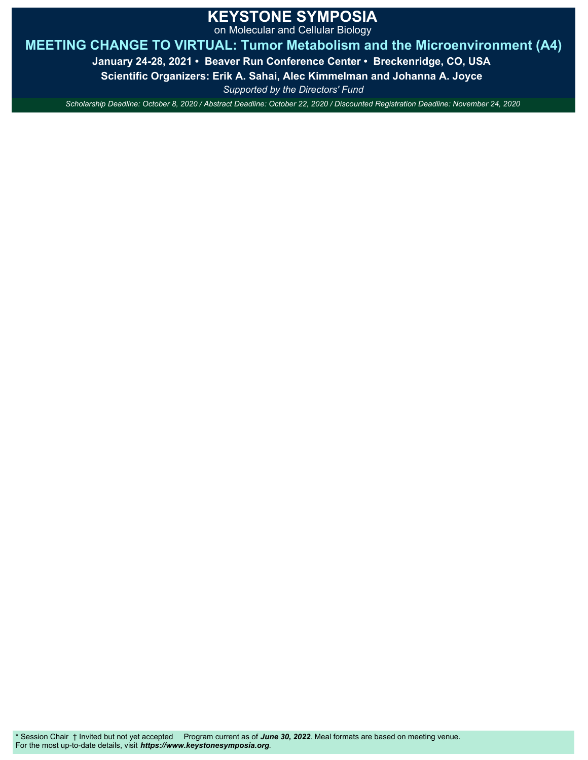# KEYSTONE SYMPOSIA

on Molecular and Cellular Biology

## MEETING CHANGE TO VIRTUAL: Tumor Metabolism and the Microenvironment (A4)

**January 24-28, 2021 • Beaver Run Conference Center • Breckenridge, CO, USA**

**Scientific Organizers: Erik A. Sahai, Alec Kimmelman and Johanna A. Joyce**

*Supported by the Directors' Fund*

*Scholarship Deadline: October 8, 2020 / Abstract Deadline: October 22, 2020 / Discounted Registration Deadline: November 24, 2020*

\* Session Chair † Invited but not yet accepted Program current as of ***June 30, 2022***. Meal formats are based on meeting venue.
For the most up-to-date details, visit ***https://www.keystonesymposia.org***.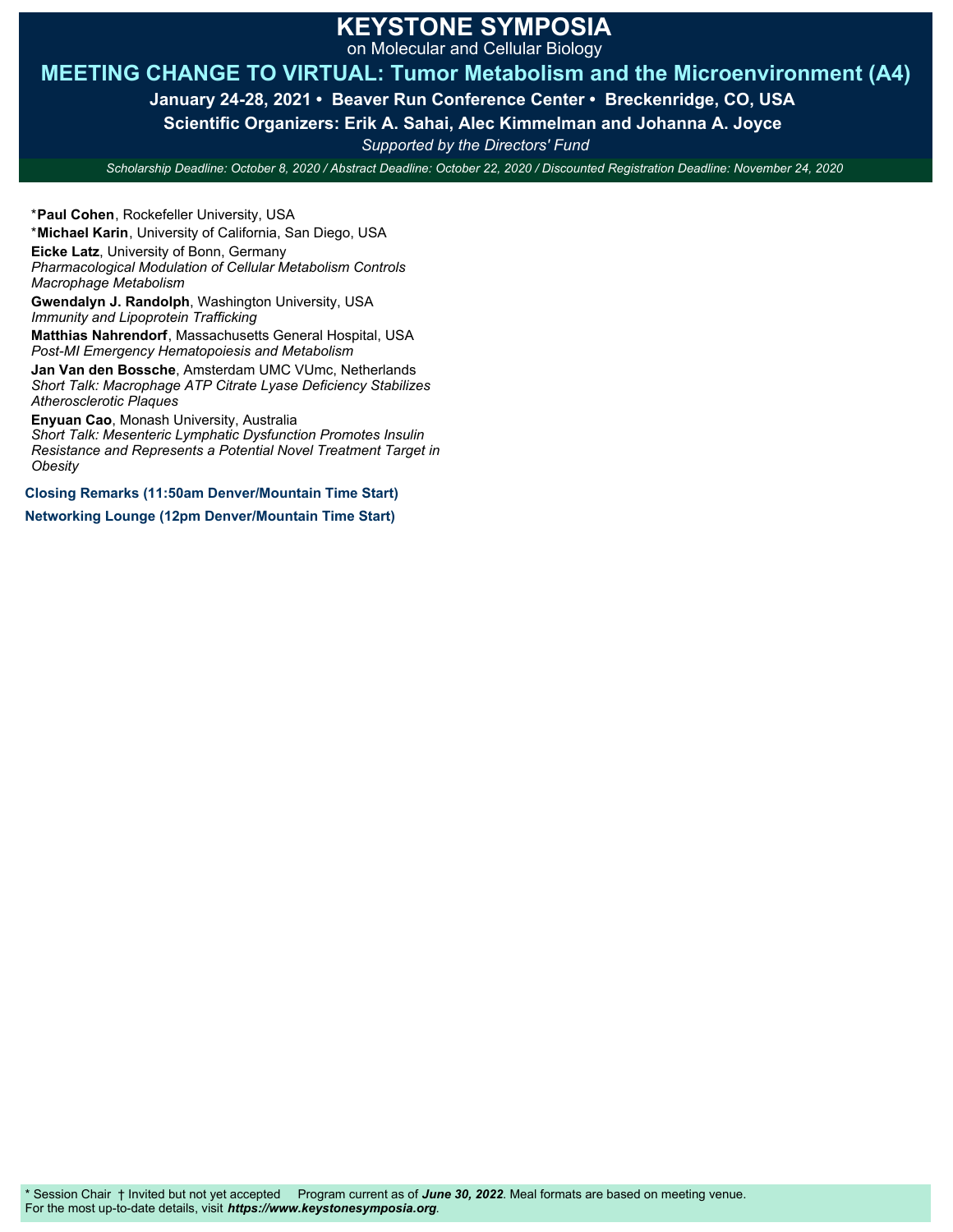# KEYSTONE SYMPOSIA

on Molecular and Cellular Biology

## MEETING CHANGE TO VIRTUAL: Tumor Metabolism and the Microenvironment (A4)

**January 24-28, 2021 • Beaver Run Conference Center • Breckenridge, CO, USA**

**Scientific Organizers: Erik A. Sahai, Alec Kimmelman and Johanna A. Joyce**

*Supported by the Directors' Fund*

*Scholarship Deadline: October 8, 2020 / Abstract Deadline: October 22, 2020 / Discounted Registration Deadline: November 24, 2020*

*__Paul Cohen__, Rockefeller University, USA

*__Michael Karin__, University of California, San Diego, USA

**Eicke Latz**, University of Bonn, Germany
*Pharmacological Modulation of Cellular Metabolism Controls Macrophage Metabolism*

**Gwendalyn J. Randolph**, Washington University, USA
*Immunity and Lipoprotein Trafficking*

**Matthias Nahrendorf**, Massachusetts General Hospital, USA
*Post-MI Emergency Hematopoiesis and Metabolism*

**Jan Van den Bossche**, Amsterdam UMC VUmc, Netherlands
*Short Talk: Macrophage ATP Citrate Lyase Deficiency Stabilizes Atherosclerotic Plaques*

**Enyuan Cao**, Monash University, Australia
*Short Talk: Mesenteric Lymphatic Dysfunction Promotes Insulin Resistance and Represents a Potential Novel Treatment Target in Obesity*

**Closing Remarks (11:50am Denver/Mountain Time Start)**

**Networking Lounge (12pm Denver/Mountain Time Start)**

* Session Chair † Invited but not yet accepted Program current as of ***June 30, 2022***. Meal formats are based on meeting venue.
For the most up-to-date details, visit ***https://www.keystonesymposia.org***.